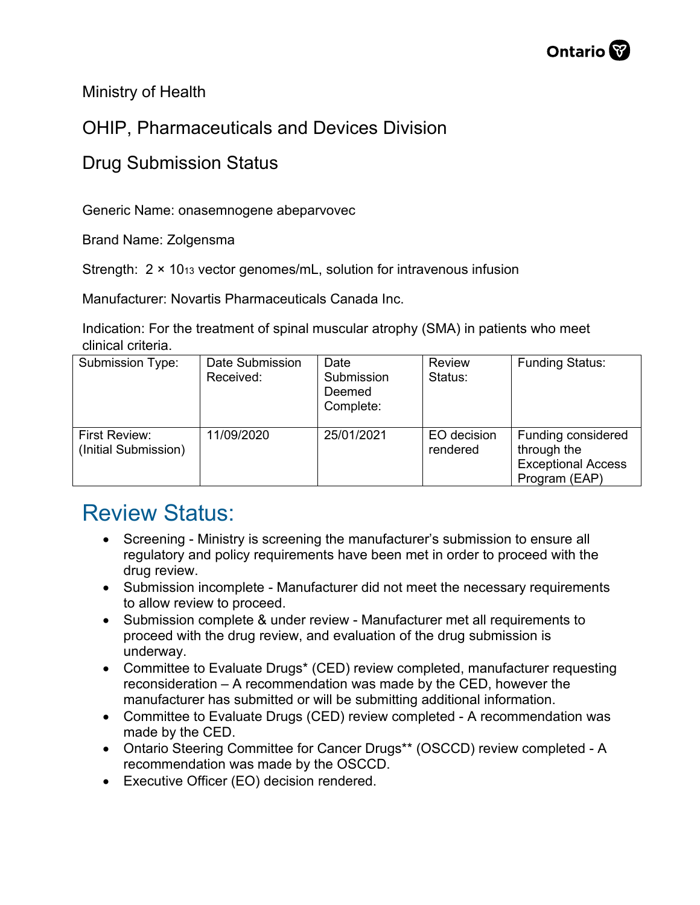Ministry of Health

OHIP, Pharmaceuticals and Devices Division

Drug Submission Status

Generic Name: onasemnogene abeparvovec

Brand Name: Zolgensma

Strength: $2 \times 10^{13}$ vector genomes/mL, solution for intravenous infusion

Manufacturer: Novartis Pharmaceuticals Canada Inc.

Indication: For the treatment of spinal muscular atrophy (SMA) in patients who meet clinical criteria.

| Submission Type: | Date Submission Received: | Date Submission Deemed Complete: | Review Status: | Funding Status: |
|---|---|---|---|---|
| First Review: (Initial Submission) | 11/09/2020 | 25/01/2021 | EO decision rendered | Funding considered through the Exceptional Access Program (EAP) |

# Review Status:

- Screening - Ministry is screening the manufacturer's submission to ensure all regulatory and policy requirements have been met in order to proceed with the drug review.
- Submission incomplete - Manufacturer did not meet the necessary requirements to allow review to proceed.
- Submission complete & under review - Manufacturer met all requirements to proceed with the drug review, and evaluation of the drug submission is underway.
- Committee to Evaluate Drugs* (CED) review completed, manufacturer requesting reconsideration – A recommendation was made by the CED, however the manufacturer has submitted or will be submitting additional information.
- Committee to Evaluate Drugs (CED) review completed - A recommendation was made by the CED.
- Ontario Steering Committee for Cancer Drugs** (OSCCD) review completed - A recommendation was made by the OSCCD.
- Executive Officer (EO) decision rendered.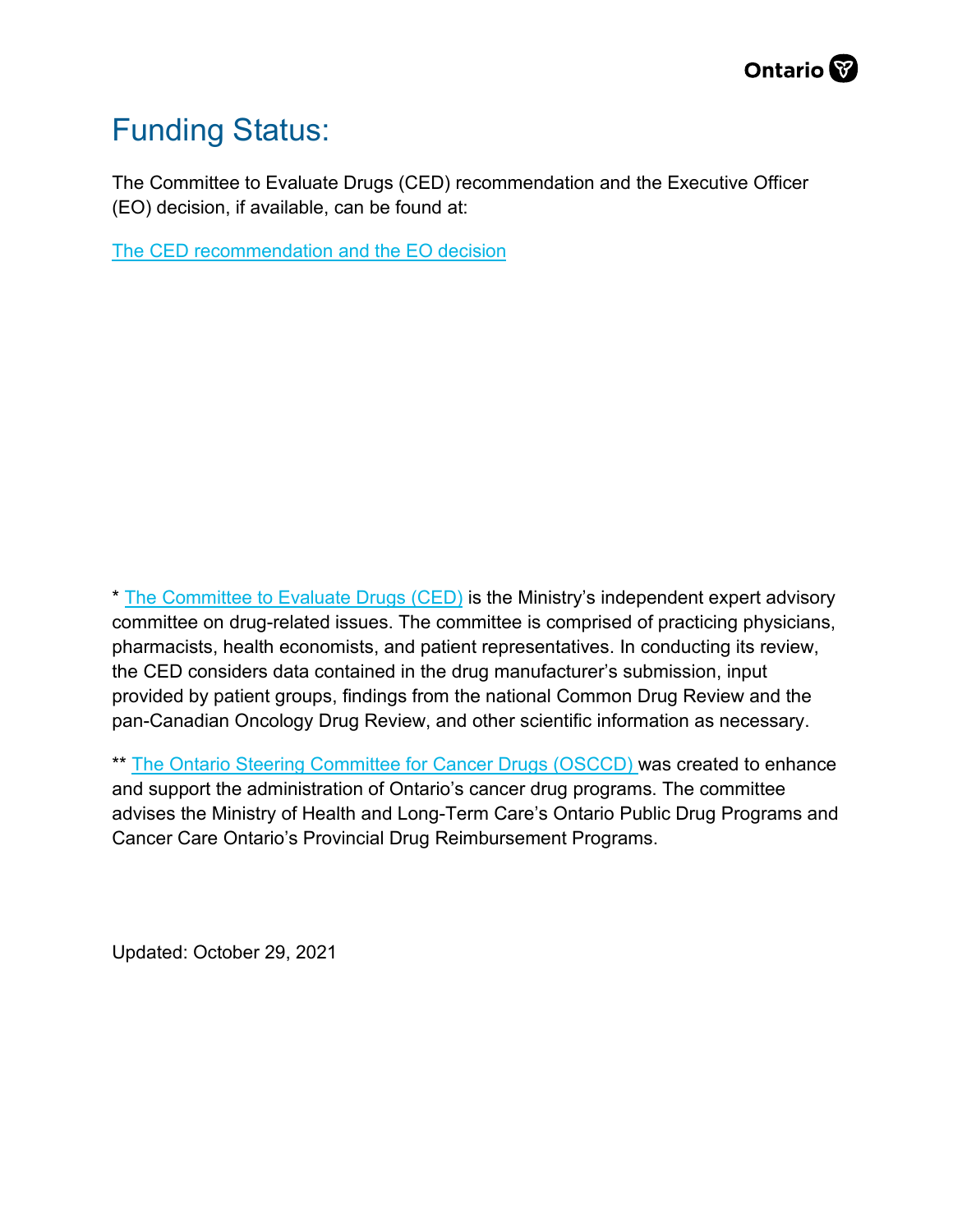# Funding Status:

The Committee to Evaluate Drugs (CED) recommendation and the Executive Officer (EO) decision, if available, can be found at:

The CED recommendation and the EO decision

* The Committee to Evaluate Drugs (CED) is the Ministry's independent expert advisory committee on drug-related issues. The committee is comprised of practicing physicians, pharmacists, health economists, and patient representatives. In conducting its review, the CED considers data contained in the drug manufacturer's submission, input provided by patient groups, findings from the national Common Drug Review and the pan-Canadian Oncology Drug Review, and other scientific information as necessary.

** The Ontario Steering Committee for Cancer Drugs (OSCCD) was created to enhance and support the administration of Ontario's cancer drug programs. The committee advises the Ministry of Health and Long-Term Care's Ontario Public Drug Programs and Cancer Care Ontario's Provincial Drug Reimbursement Programs.

Updated: October 29, 2021